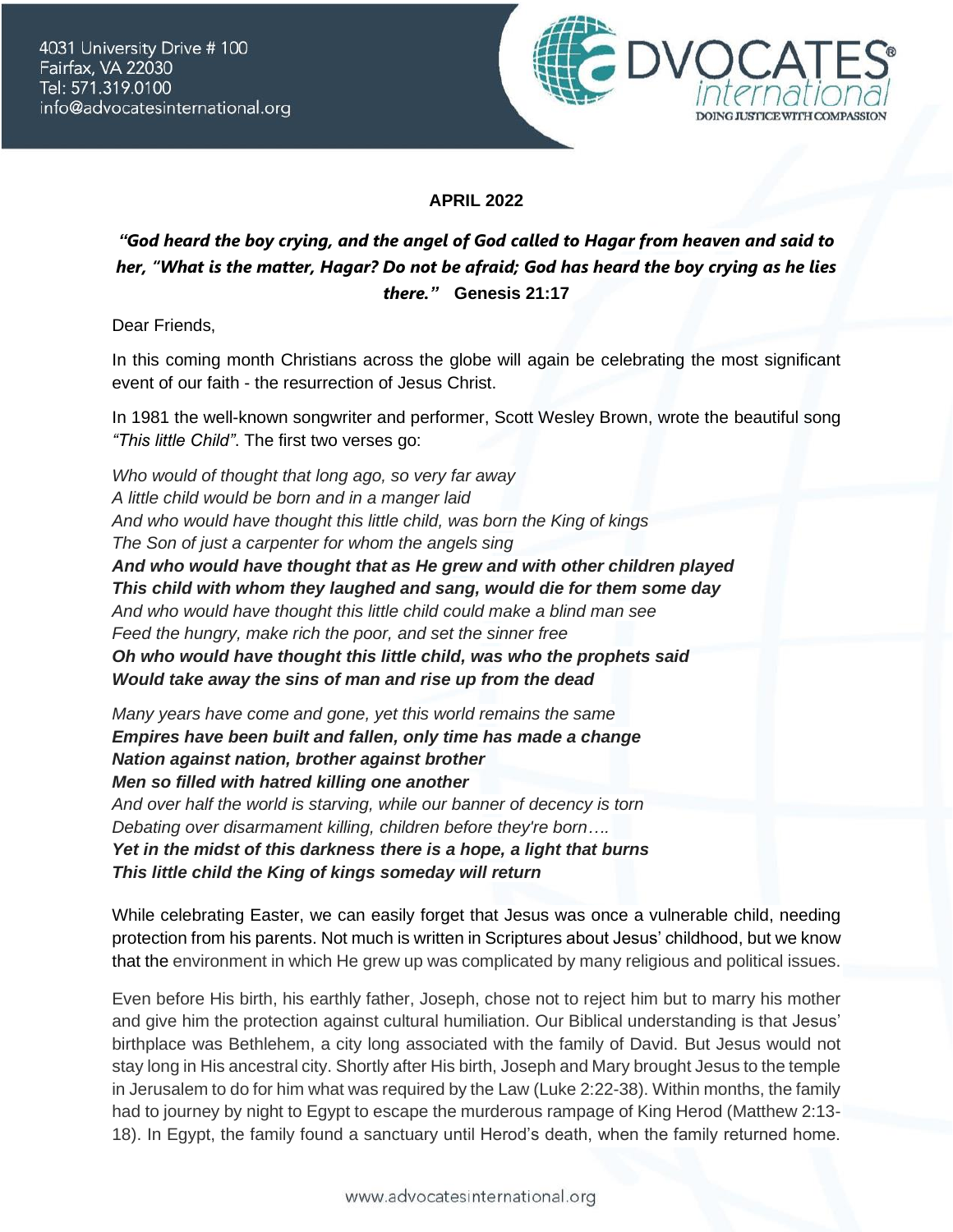4031 University Drive # 100
Fairfax, VA 22030
Tel: 571.319.0100
info@advocatesinternational.org

ADVOCATES international
DOING JUSTICE WITH COMPASSION

**APRIL 2022**

***"God heard the boy crying, and the angel of God called to Hagar from heaven and said to her, "What is the matter, Hagar? Do not be afraid; God has heard the boy crying as he lies there."*** **Genesis 21:17**

Dear Friends,

In this coming month Christians across the globe will again be celebrating the most significant event of our faith - the resurrection of Jesus Christ.

In 1981 the well-known songwriter and performer, Scott Wesley Brown, wrote the beautiful song *"This little Child"*. The first two verses go:

*Who would of thought that long ago, so very far away*
*A little child would be born and in a manger laid*
*And who would have thought this little child, was born the King of kings*
*The Son of just a carpenter for whom the angels sing*
***And who would have thought that as He grew and with other children played***
***This child with whom they laughed and sang, would die for them some day***
*And who would have thought this little child could make a blind man see*
*Feed the hungry, make rich the poor, and set the sinner free*
***Oh who would have thought this little child, was who the prophets said***
***Would take away the sins of man and rise up from the dead***

*Many years have come and gone, yet this world remains the same*
***Empires have been built and fallen, only time has made a change***
***Nation against nation, brother against brother***
***Men so filled with hatred killing one another***
*And over half the world is starving, while our banner of decency is torn*
*Debating over disarmament killing, children before they're born….*
***Yet in the midst of this darkness there is a hope, a light that burns***
***This little child the King of kings someday will return***

While celebrating Easter, we can easily forget that Jesus was once a vulnerable child, needing protection from his parents. Not much is written in Scriptures about Jesus' childhood, but we know that the environment in which He grew up was complicated by many religious and political issues.

Even before His birth, his earthly father, Joseph, chose not to reject him but to marry his mother and give him the protection against cultural humiliation. Our Biblical understanding is that Jesus' birthplace was Bethlehem, a city long associated with the family of David. But Jesus would not stay long in His ancestral city. Shortly after His birth, Joseph and Mary brought Jesus to the temple in Jerusalem to do for him what was required by the Law (Luke 2:22-38). Within months, the family had to journey by night to Egypt to escape the murderous rampage of King Herod (Matthew 2:13-18). In Egypt, the family found a sanctuary until Herod's death, when the family returned home.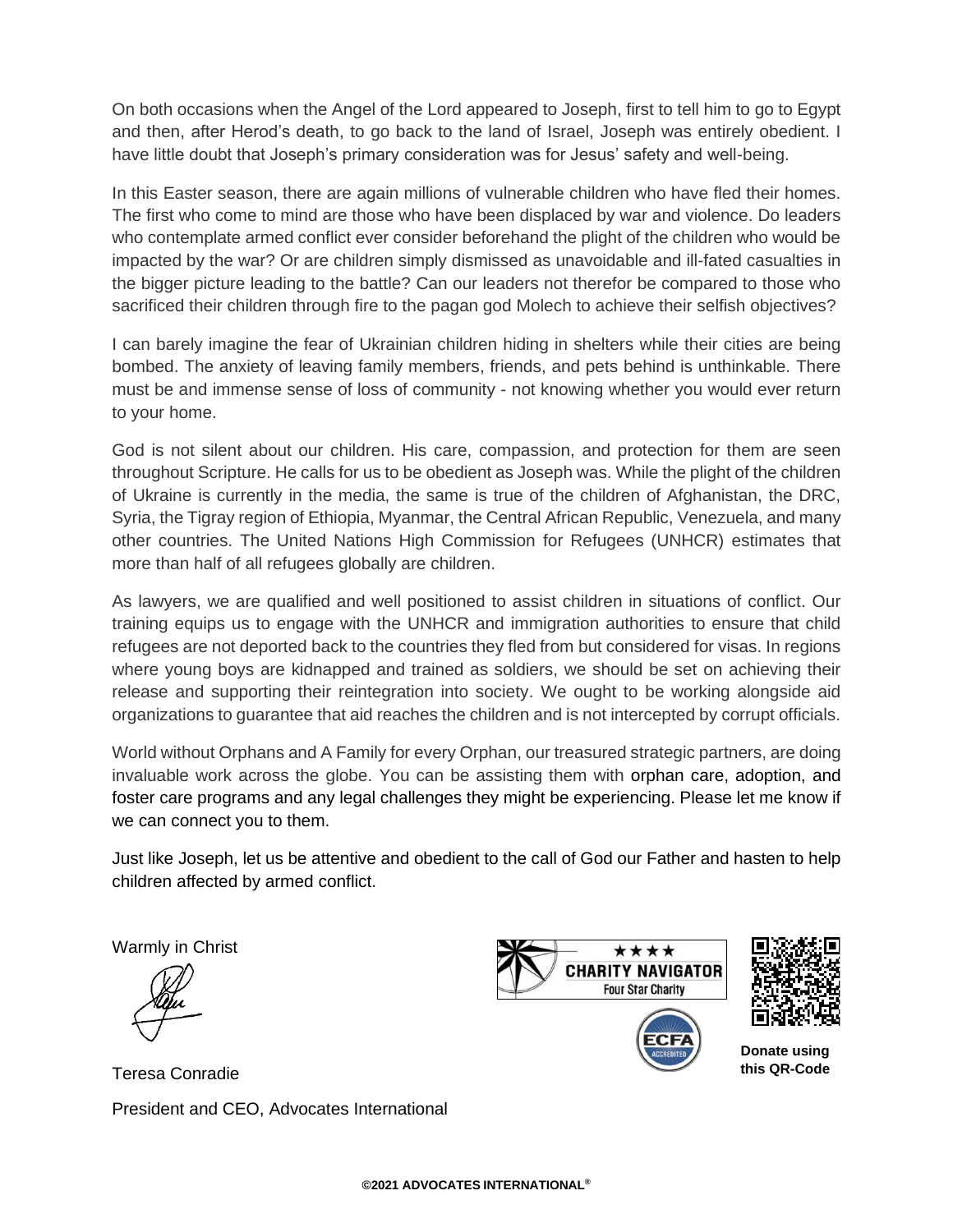On both occasions when the Angel of the Lord appeared to Joseph, first to tell him to go to Egypt and then, after Herod's death, to go back to the land of Israel, Joseph was entirely obedient. I have little doubt that Joseph's primary consideration was for Jesus' safety and well-being.

In this Easter season, there are again millions of vulnerable children who have fled their homes. The first who come to mind are those who have been displaced by war and violence. Do leaders who contemplate armed conflict ever consider beforehand the plight of the children who would be impacted by the war? Or are children simply dismissed as unavoidable and ill-fated casualties in the bigger picture leading to the battle? Can our leaders not therefor be compared to those who sacrificed their children through fire to the pagan god Molech to achieve their selfish objectives?

I can barely imagine the fear of Ukrainian children hiding in shelters while their cities are being bombed. The anxiety of leaving family members, friends, and pets behind is unthinkable. There must be and immense sense of loss of community - not knowing whether you would ever return to your home.

God is not silent about our children. His care, compassion, and protection for them are seen throughout Scripture. He calls for us to be obedient as Joseph was. While the plight of the children of Ukraine is currently in the media, the same is true of the children of Afghanistan, the DRC, Syria, the Tigray region of Ethiopia, Myanmar, the Central African Republic, Venezuela, and many other countries. The United Nations High Commission for Refugees (UNHCR) estimates that more than half of all refugees globally are children.

As lawyers, we are qualified and well positioned to assist children in situations of conflict. Our training equips us to engage with the UNHCR and immigration authorities to ensure that child refugees are not deported back to the countries they fled from but considered for visas. In regions where young boys are kidnapped and trained as soldiers, we should be set on achieving their release and supporting their reintegration into society. We ought to be working alongside aid organizations to guarantee that aid reaches the children and is not intercepted by corrupt officials.

World without Orphans and A Family for every Orphan, our treasured strategic partners, are doing invaluable work across the globe. You can be assisting them with orphan care, adoption, and foster care programs and any legal challenges they might be experiencing. Please let me know if we can connect you to them.

Just like Joseph, let us be attentive and obedient to the call of God our Father and hasten to help children affected by armed conflict.

Warmly in Christ

Teresa Conradie

President and CEO, Advocates International

★★★★ CHARITY NAVIGATOR Four Star Charity

ECFA ACCREDITED

**Donate using this QR-Code**

**©2021 ADVOCATES INTERNATIONAL®**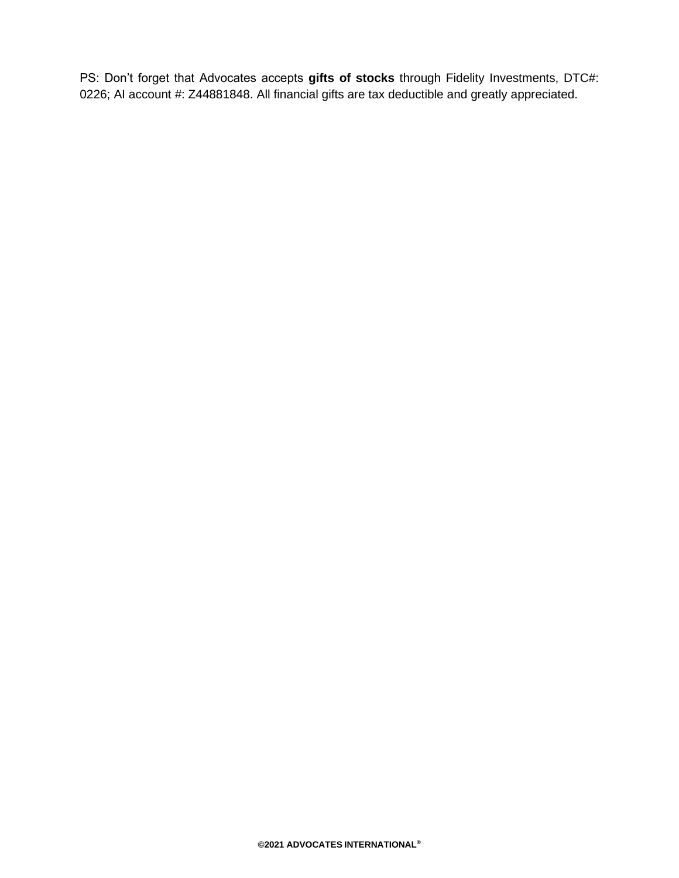PS: Don't forget that Advocates accepts **gifts of stocks** through Fidelity Investments, DTC#: 0226; AI account #: Z44881848. All financial gifts are tax deductible and greatly appreciated.

**©2021 ADVOCATES INTERNATIONAL®**